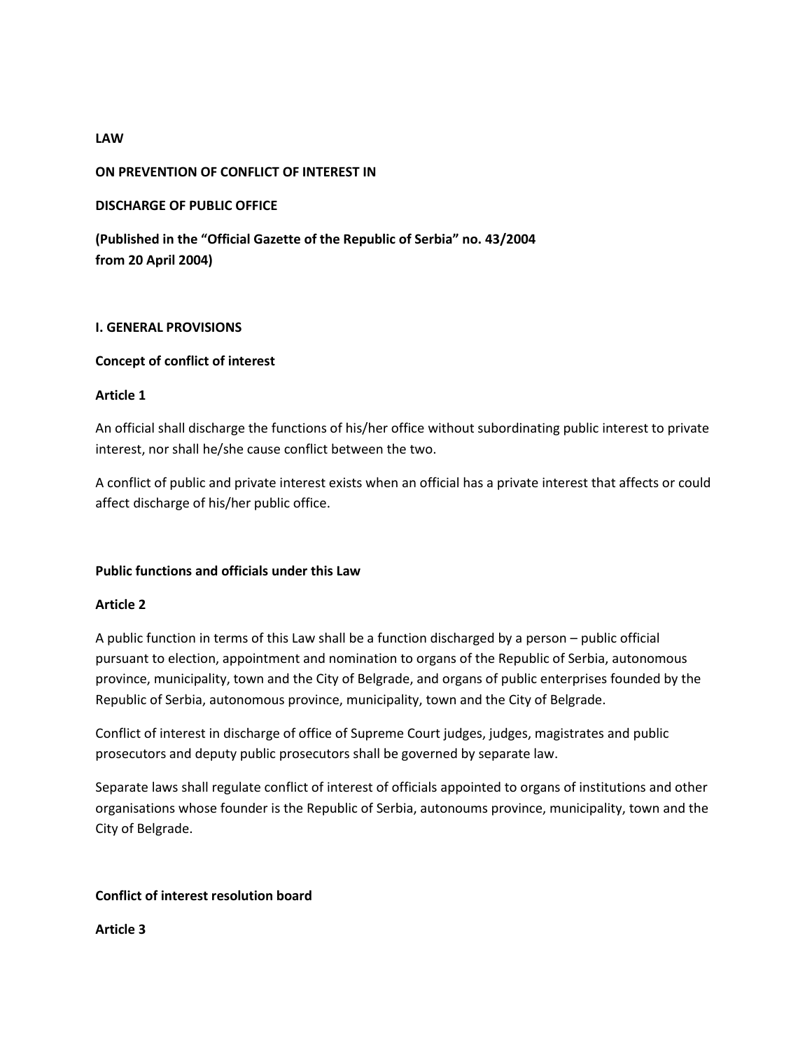**LAW**

**ON PREVENTION OF CONFLICT OF INTEREST IN**

**DISCHARGE OF PUBLIC OFFICE**

**(Published in the "Official Gazette of the Republic of Serbia" no. 43/2004 from 20 April 2004)**

## I. GENERAL PROVISIONS

### Concept of conflict of interest

### Article 1

An official shall discharge the functions of his/her office without subordinating public interest to private interest, nor shall he/she cause conflict between the two.

A conflict of public and private interest exists when an official has a private interest that affects or could affect discharge of his/her public office.

### Public functions and officials under this Law

### Article 2

A public function in terms of this Law shall be a function discharged by a person – public official pursuant to election, appointment and nomination to organs of the Republic of Serbia, autonomous province, municipality, town and the City of Belgrade, and organs of public enterprises founded by the Republic of Serbia, autonomous province, municipality, town and the City of Belgrade.

Conflict of interest in discharge of office of Supreme Court judges, judges, magistrates and public prosecutors and deputy public prosecutors shall be governed by separate law.

Separate laws shall regulate conflict of interest of officials appointed to organs of institutions and other organisations whose founder is the Republic of Serbia, autonoums province, municipality, town and the City of Belgrade.

### Conflict of interest resolution board

### Article 3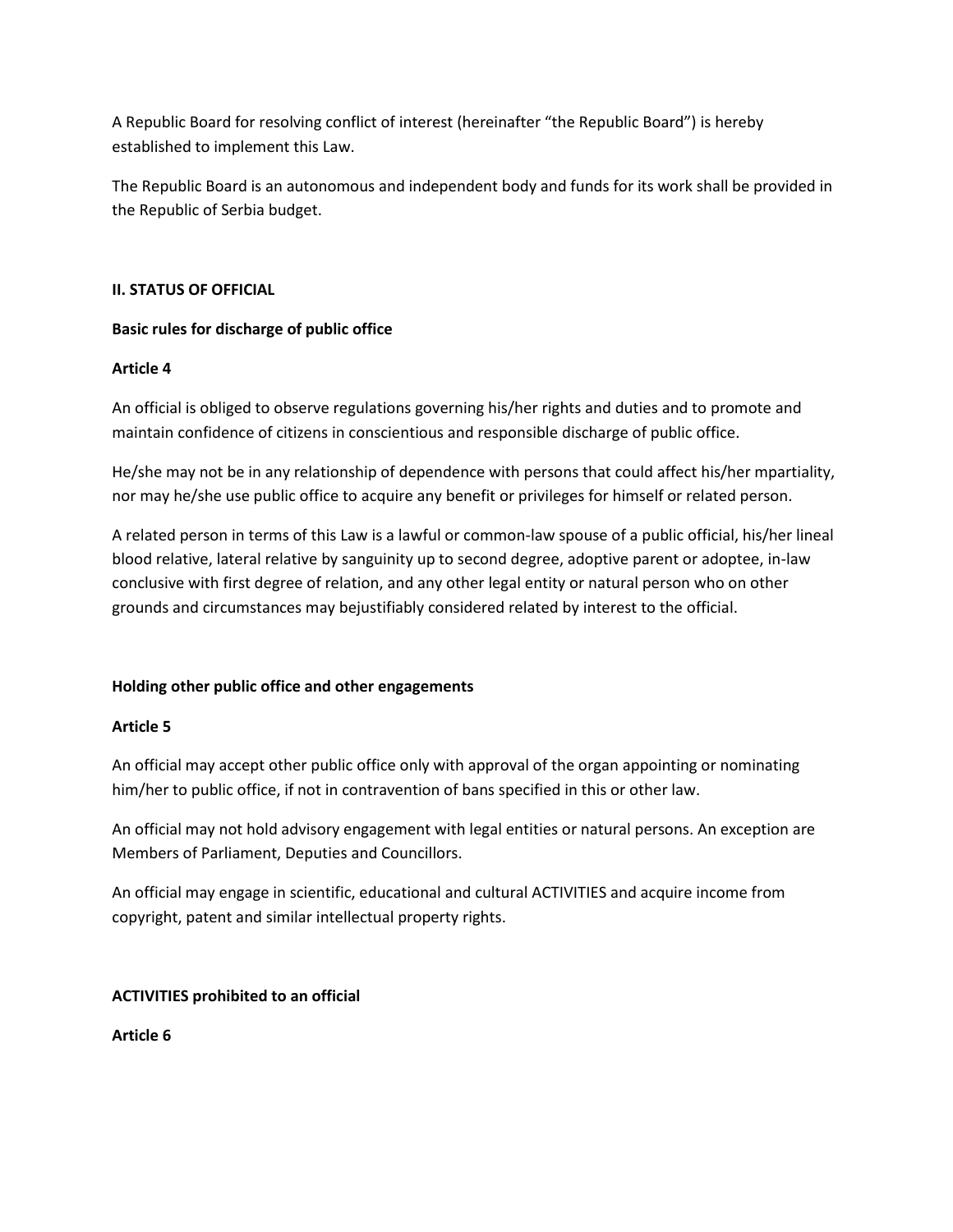A Republic Board for resolving conflict of interest (hereinafter "the Republic Board") is hereby established to implement this Law.

The Republic Board is an autonomous and independent body and funds for its work shall be provided in the Republic of Serbia budget.

## II. STATUS OF OFFICIAL

### Basic rules for discharge of public office

#### Article 4

An official is obliged to observe regulations governing his/her rights and duties and to promote and maintain confidence of citizens in conscientious and responsible discharge of public office.

He/she may not be in any relationship of dependence with persons that could affect his/her mpartiality, nor may he/she use public office to acquire any benefit or privileges for himself or related person.

A related person in terms of this Law is a lawful or common-law spouse of a public official, his/her lineal blood relative, lateral relative by sanguinity up to second degree, adoptive parent or adoptee, in-law conclusive with first degree of relation, and any other legal entity or natural person who on other grounds and circumstances may bejustifiably considered related by interest to the official.

### Holding other public office and other engagements

#### Article 5

An official may accept other public office only with approval of the organ appointing or nominating him/her to public office, if not in contravention of bans specified in this or other law.

An official may not hold advisory engagement with legal entities or natural persons. An exception are Members of Parliament, Deputies and Councillors.

An official may engage in scientific, educational and cultural ACTIVITIES and acquire income from copyright, patent and similar intellectual property rights.

### ACTIVITIES prohibited to an official

#### Article 6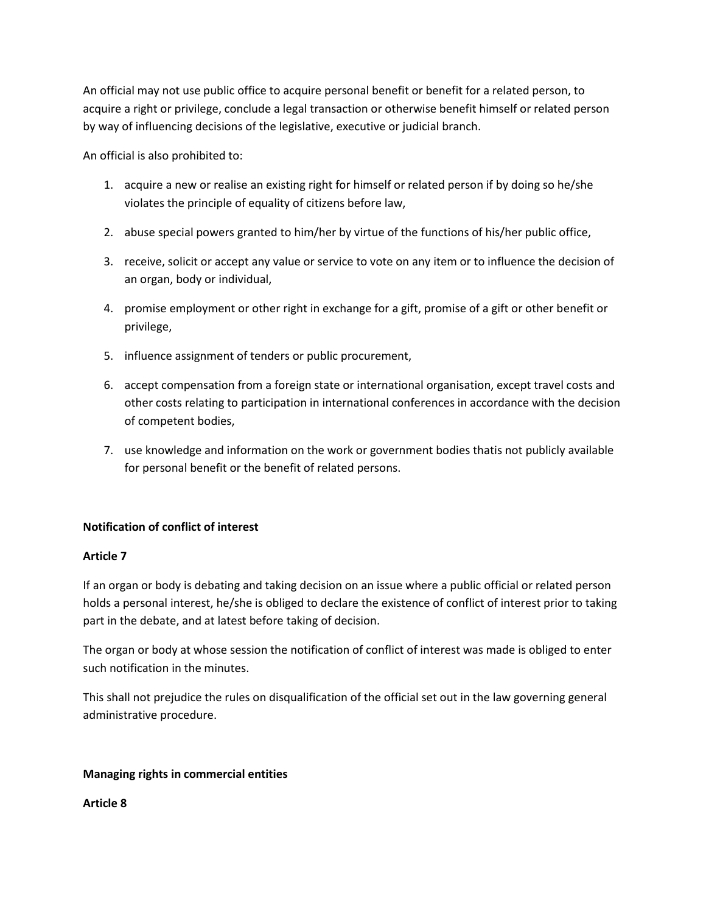An official may not use public office to acquire personal benefit or benefit for a related person, to acquire a right or privilege, conclude a legal transaction or otherwise benefit himself or related person by way of influencing decisions of the legislative, executive or judicial branch.

An official is also prohibited to:

1. acquire a new or realise an existing right for himself or related person if by doing so he/she violates the principle of equality of citizens before law,
2. abuse special powers granted to him/her by virtue of the functions of his/her public office,
3. receive, solicit or accept any value or service to vote on any item or to influence the decision of an organ, body or individual,
4. promise employment or other right in exchange for a gift, promise of a gift or other benefit or privilege,
5. influence assignment of tenders or public procurement,
6. accept compensation from a foreign state or international organisation, except travel costs and other costs relating to participation in international conferences in accordance with the decision of competent bodies,
7. use knowledge and information on the work or government bodies thatis not publicly available for personal benefit or the benefit of related persons.

**Notification of conflict of interest**

**Article 7**

If an organ or body is debating and taking decision on an issue where a public official or related person holds a personal interest, he/she is obliged to declare the existence of conflict of interest prior to taking part in the debate, and at latest before taking of decision.

The organ or body at whose session the notification of conflict of interest was made is obliged to enter such notification in the minutes.

This shall not prejudice the rules on disqualification of the official set out in the law governing general administrative procedure.

**Managing rights in commercial entities**

**Article 8**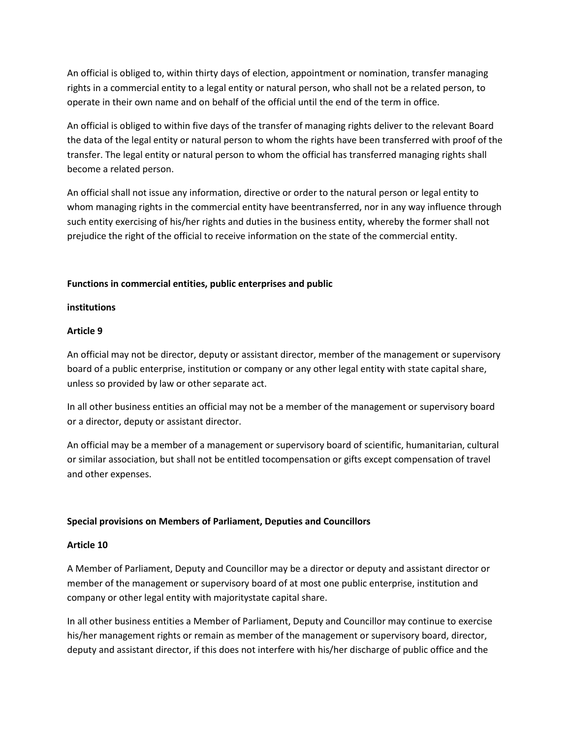An official is obliged to, within thirty days of election, appointment or nomination, transfer managing rights in a commercial entity to a legal entity or natural person, who shall not be a related person, to operate in their own name and on behalf of the official until the end of the term in office.

An official is obliged to within five days of the transfer of managing rights deliver to the relevant Board the data of the legal entity or natural person to whom the rights have been transferred with proof of the transfer. The legal entity or natural person to whom the official has transferred managing rights shall become a related person.

An official shall not issue any information, directive or order to the natural person or legal entity to whom managing rights in the commercial entity have beentransferred, nor in any way influence through such entity exercising of his/her rights and duties in the business entity, whereby the former shall not prejudice the right of the official to receive information on the state of the commercial entity.

**Functions in commercial entities, public enterprises and public**

**institutions**

**Article 9**

An official may not be director, deputy or assistant director, member of the management or supervisory board of a public enterprise, institution or company or any other legal entity with state capital share, unless so provided by law or other separate act.

In all other business entities an official may not be a member of the management or supervisory board or a director, deputy or assistant director.

An official may be a member of a management or supervisory board of scientific, humanitarian, cultural or similar association, but shall not be entitled tocompensation or gifts except compensation of travel and other expenses.

**Special provisions on Members of Parliament, Deputies and Councillors**

**Article 10**

A Member of Parliament, Deputy and Councillor may be a director or deputy and assistant director or member of the management or supervisory board of at most one public enterprise, institution and company or other legal entity with majoritystate capital share.

In all other business entities a Member of Parliament, Deputy and Councillor may continue to exercise his/her management rights or remain as member of the management or supervisory board, director, deputy and assistant director, if this does not interfere with his/her discharge of public office and the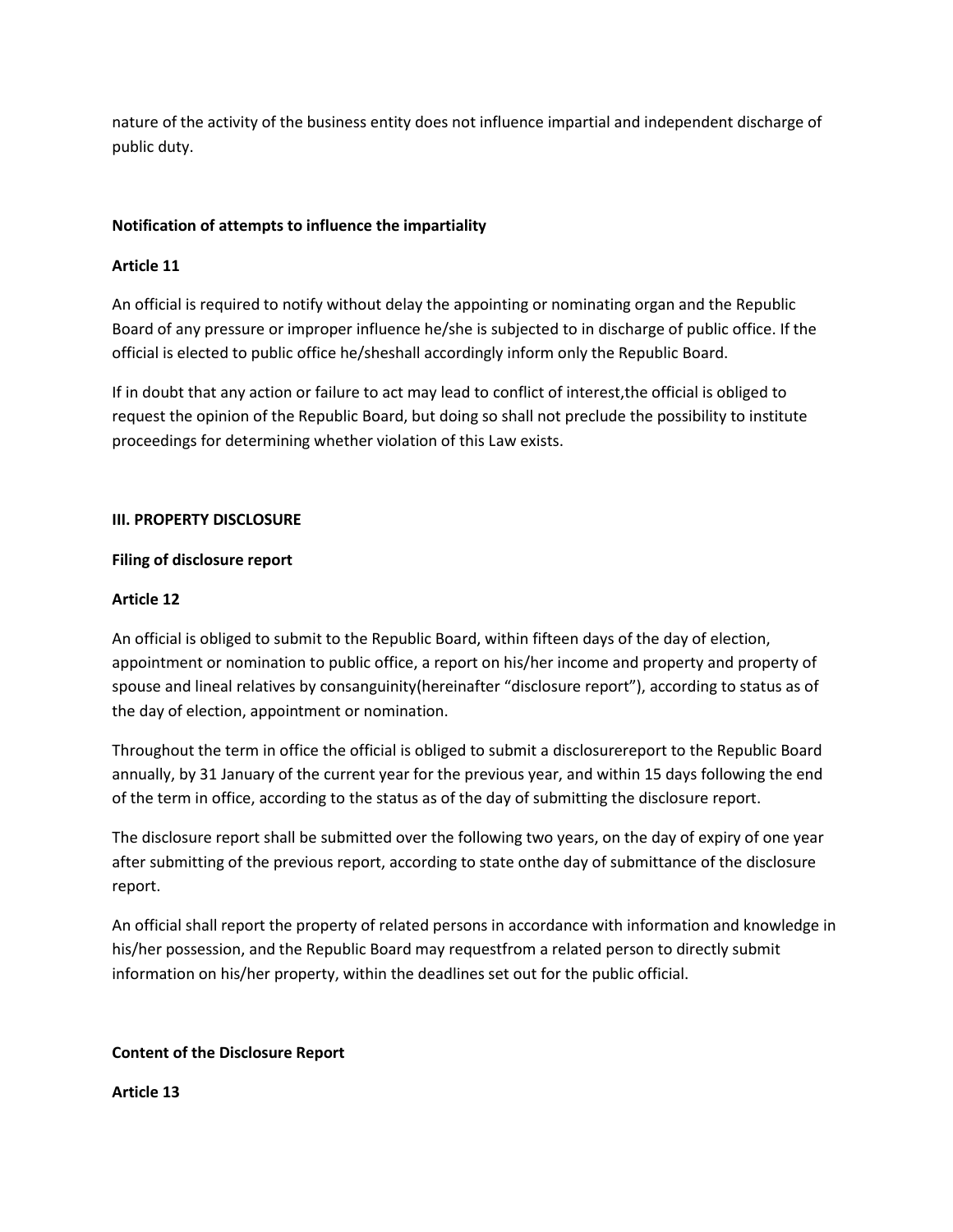nature of the activity of the business entity does not influence impartial and independent discharge of public duty.

**Notification of attempts to influence the impartiality**

**Article 11**

An official is required to notify without delay the appointing or nominating organ and the Republic Board of any pressure or improper influence he/she is subjected to in discharge of public office. If the official is elected to public office he/sheshall accordingly inform only the Republic Board.

If in doubt that any action or failure to act may lead to conflict of interest,the official is obliged to request the opinion of the Republic Board, but doing so shall not preclude the possibility to institute proceedings for determining whether violation of this Law exists.

**III. PROPERTY DISCLOSURE**

**Filing of disclosure report**

**Article 12**

An official is obliged to submit to the Republic Board, within fifteen days of the day of election, appointment or nomination to public office, a report on his/her income and property and property of spouse and lineal relatives by consanguinity(hereinafter "disclosure report"), according to status as of the day of election, appointment or nomination.

Throughout the term in office the official is obliged to submit a disclosurereport to the Republic Board annually, by 31 January of the current year for the previous year, and within 15 days following the end of the term in office, according to the status as of the day of submitting the disclosure report.

The disclosure report shall be submitted over the following two years, on the day of expiry of one year after submitting of the previous report, according to state onthe day of submittance of the disclosure report.

An official shall report the property of related persons in accordance with information and knowledge in his/her possession, and the Republic Board may requestfrom a related person to directly submit information on his/her property, within the deadlines set out for the public official.

**Content of the Disclosure Report**

**Article 13**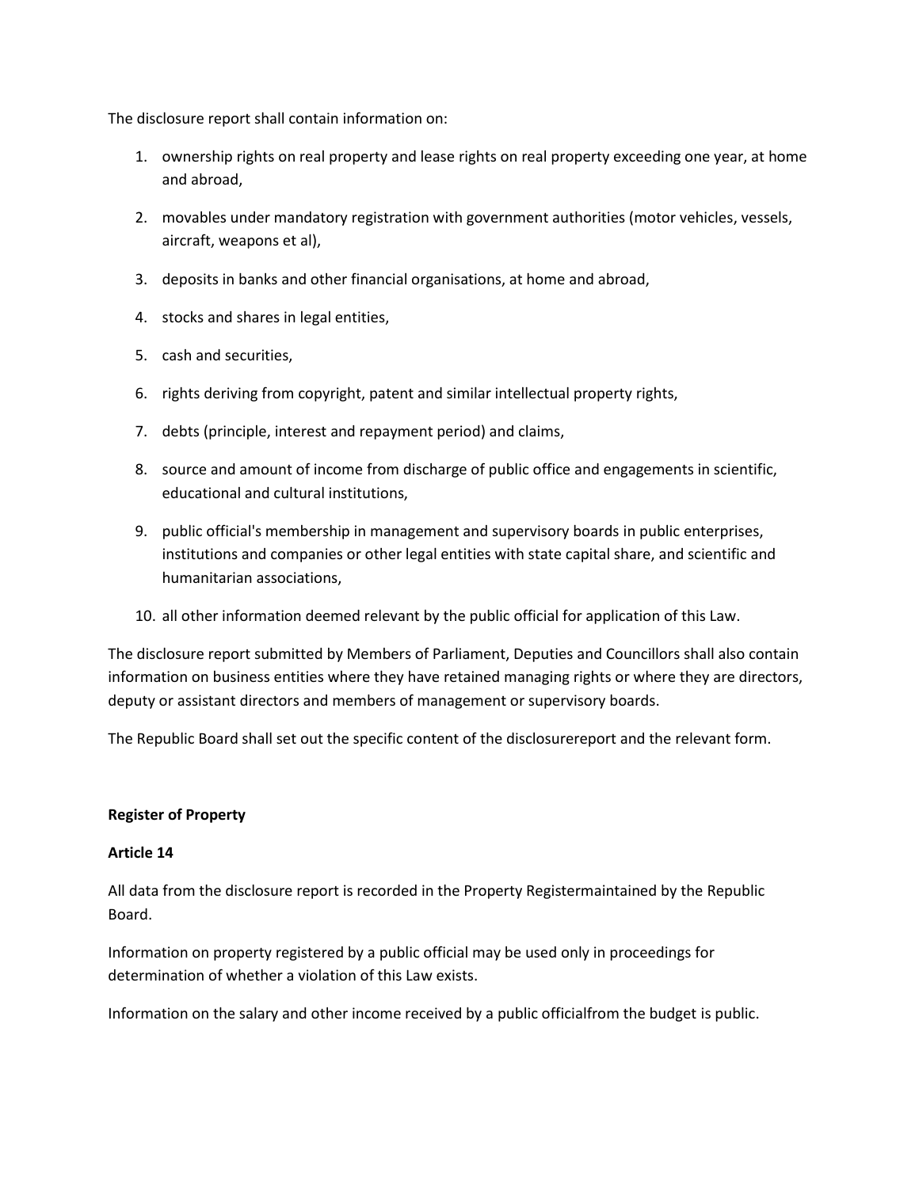The disclosure report shall contain information on:

1. ownership rights on real property and lease rights on real property exceeding one year, at home and abroad,
2. movables under mandatory registration with government authorities (motor vehicles, vessels, aircraft, weapons et al),
3. deposits in banks and other financial organisations, at home and abroad,
4. stocks and shares in legal entities,
5. cash and securities,
6. rights deriving from copyright, patent and similar intellectual property rights,
7. debts (principle, interest and repayment period) and claims,
8. source and amount of income from discharge of public office and engagements in scientific, educational and cultural institutions,
9. public official's membership in management and supervisory boards in public enterprises, institutions and companies or other legal entities with state capital share, and scientific and humanitarian associations,
10. all other information deemed relevant by the public official for application of this Law.

The disclosure report submitted by Members of Parliament, Deputies and Councillors shall also contain information on business entities where they have retained managing rights or where they are directors, deputy or assistant directors and members of management or supervisory boards.

The Republic Board shall set out the specific content of the disclosurereport and the relevant form.

**Register of Property**

**Article 14**

All data from the disclosure report is recorded in the Property Registermaintained by the Republic Board.

Information on property registered by a public official may be used only in proceedings for determination of whether a violation of this Law exists.

Information on the salary and other income received by a public officialfrom the budget is public.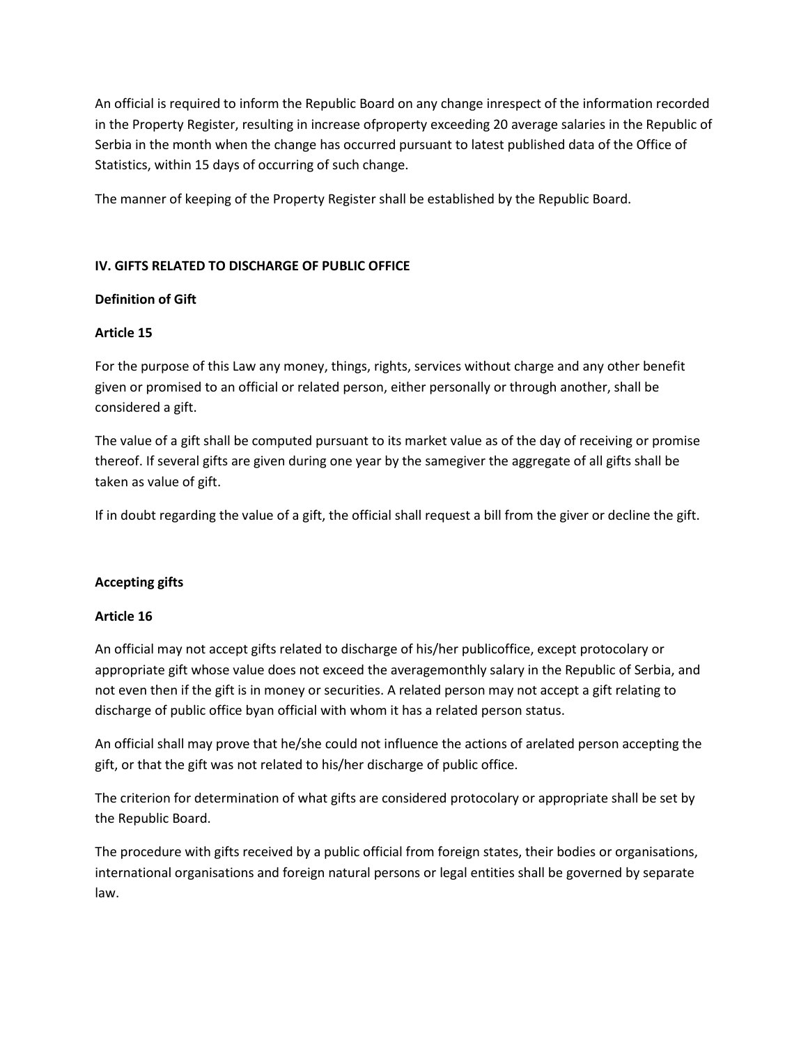An official is required to inform the Republic Board on any change inrespect of the information recorded in the Property Register, resulting in increase ofproperty exceeding 20 average salaries in the Republic of Serbia in the month when the change has occurred pursuant to latest published data of the Office of Statistics, within 15 days of occurring of such change.

The manner of keeping of the Property Register shall be established by the Republic Board.

## IV. GIFTS RELATED TO DISCHARGE OF PUBLIC OFFICE

### Definition of Gift

### Article 15

For the purpose of this Law any money, things, rights, services without charge and any other benefit given or promised to an official or related person, either personally or through another, shall be considered a gift.

The value of a gift shall be computed pursuant to its market value as of the day of receiving or promise thereof. If several gifts are given during one year by the samegiver the aggregate of all gifts shall be taken as value of gift.

If in doubt regarding the value of a gift, the official shall request a bill from the giver or decline the gift.

### Accepting gifts

### Article 16

An official may not accept gifts related to discharge of his/her publicoffice, except protocolary or appropriate gift whose value does not exceed the averagemonthly salary in the Republic of Serbia, and not even then if the gift is in money or securities. A related person may not accept a gift relating to discharge of public office byan official with whom it has a related person status.

An official shall may prove that he/she could not influence the actions of arelated person accepting the gift, or that the gift was not related to his/her discharge of public office.

The criterion for determination of what gifts are considered protocolary or appropriate shall be set by the Republic Board.

The procedure with gifts received by a public official from foreign states, their bodies or organisations, international organisations and foreign natural persons or legal entities shall be governed by separate law.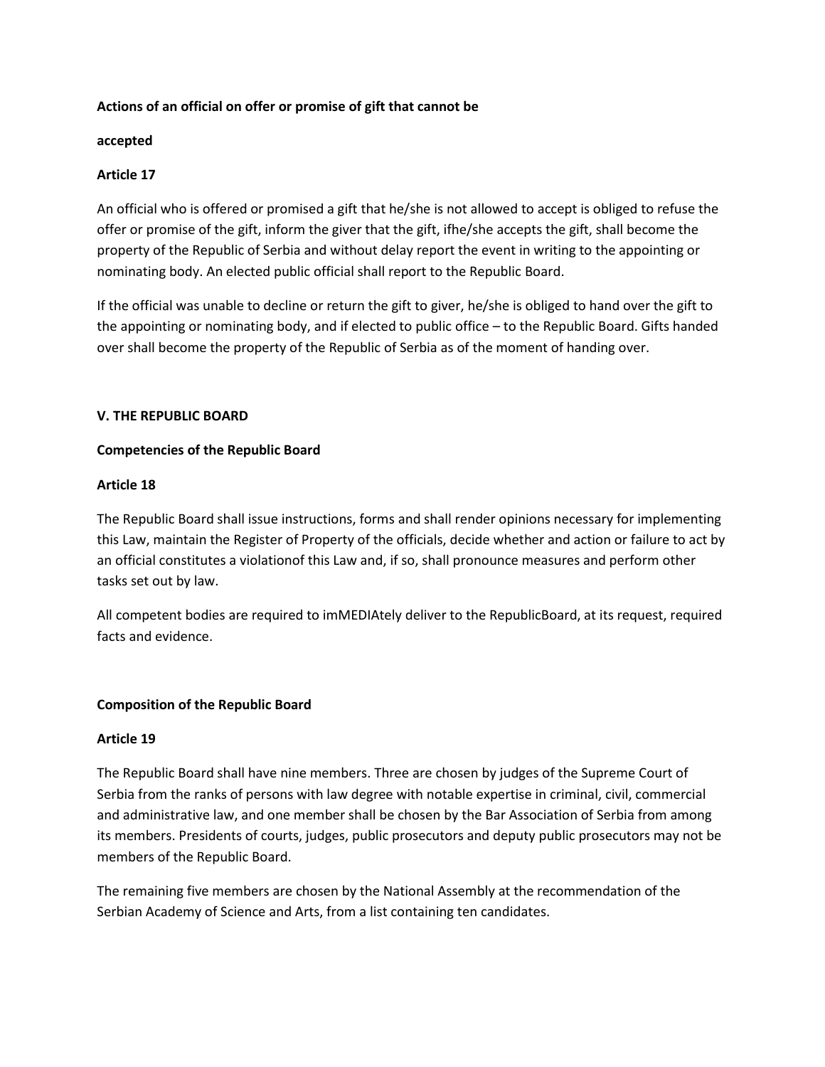**Actions of an official on offer or promise of gift that cannot be**

**accepted**

**Article 17**

An official who is offered or promised a gift that he/she is not allowed to accept is obliged to refuse the offer or promise of the gift, inform the giver that the gift, ifhe/she accepts the gift, shall become the property of the Republic of Serbia and without delay report the event in writing to the appointing or nominating body. An elected public official shall report to the Republic Board.

If the official was unable to decline or return the gift to giver, he/she is obliged to hand over the gift to the appointing or nominating body, and if elected to public office – to the Republic Board. Gifts handed over shall become the property of the Republic of Serbia as of the moment of handing over.

**V. THE REPUBLIC BOARD**

**Competencies of the Republic Board**

**Article 18**

The Republic Board shall issue instructions, forms and shall render opinions necessary for implementing this Law, maintain the Register of Property of the officials, decide whether and action or failure to act by an official constitutes a violationof this Law and, if so, shall pronounce measures and perform other tasks set out by law.

All competent bodies are required to imMEDIAtely deliver to the RepublicBoard, at its request, required facts and evidence.

**Composition of the Republic Board**

**Article 19**

The Republic Board shall have nine members. Three are chosen by judges of the Supreme Court of Serbia from the ranks of persons with law degree with notable expertise in criminal, civil, commercial and administrative law, and one member shall be chosen by the Bar Association of Serbia from among its members. Presidents of courts, judges, public prosecutors and deputy public prosecutors may not be members of the Republic Board.

The remaining five members are chosen by the National Assembly at the recommendation of the Serbian Academy of Science and Arts, from a list containing ten candidates.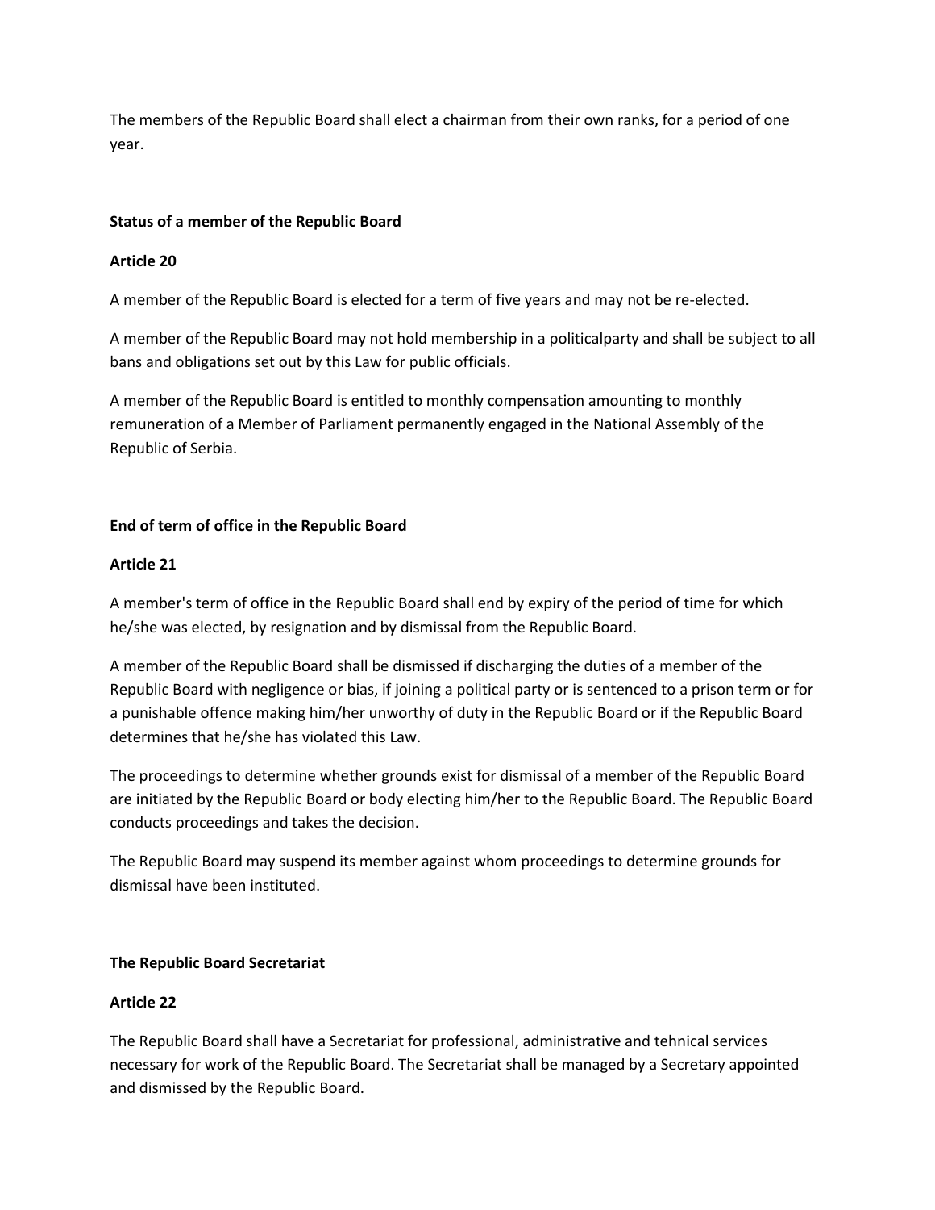The members of the Republic Board shall elect a chairman from their own ranks, for a period of one year.

**Status of a member of the Republic Board**

**Article 20**

A member of the Republic Board is elected for a term of five years and may not be re-elected.

A member of the Republic Board may not hold membership in a politicalparty and shall be subject to all bans and obligations set out by this Law for public officials.

A member of the Republic Board is entitled to monthly compensation amounting to monthly remuneration of a Member of Parliament permanently engaged in the National Assembly of the Republic of Serbia.

**End of term of office in the Republic Board**

**Article 21**

A member's term of office in the Republic Board shall end by expiry of the period of time for which he/she was elected, by resignation and by dismissal from the Republic Board.

A member of the Republic Board shall be dismissed if discharging the duties of a member of the Republic Board with negligence or bias, if joining a political party or is sentenced to a prison term or for a punishable offence making him/her unworthy of duty in the Republic Board or if the Republic Board determines that he/she has violated this Law.

The proceedings to determine whether grounds exist for dismissal of a member of the Republic Board are initiated by the Republic Board or body electing him/her to the Republic Board. The Republic Board conducts proceedings and takes the decision.

The Republic Board may suspend its member against whom proceedings to determine grounds for dismissal have been instituted.

**The Republic Board Secretariat**

**Article 22**

The Republic Board shall have a Secretariat for professional, administrative and tehnical services necessary for work of the Republic Board. The Secretariat shall be managed by a Secretary appointed and dismissed by the Republic Board.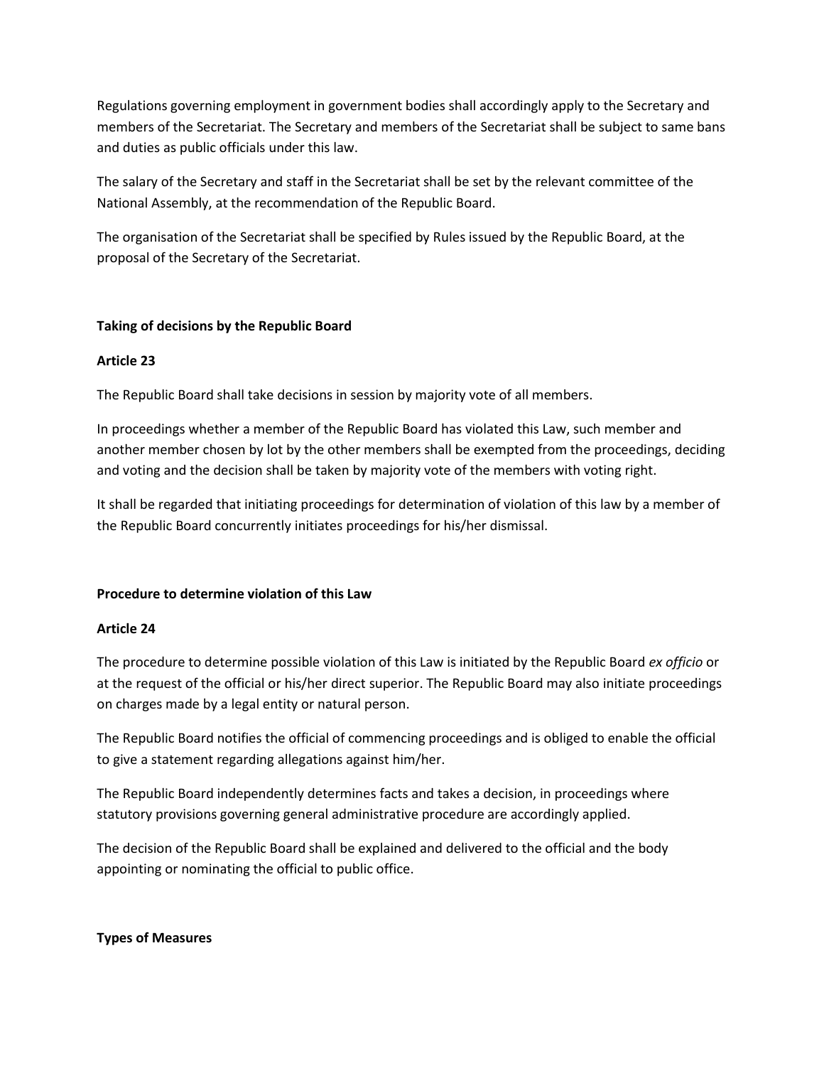Regulations governing employment in government bodies shall accordingly apply to the Secretary and members of the Secretariat. The Secretary and members of the Secretariat shall be subject to same bans and duties as public officials under this law.

The salary of the Secretary and staff in the Secretariat shall be set by the relevant committee of the National Assembly, at the recommendation of the Republic Board.

The organisation of the Secretariat shall be specified by Rules issued by the Republic Board, at the proposal of the Secretary of the Secretariat.

**Taking of decisions by the Republic Board**

**Article 23**

The Republic Board shall take decisions in session by majority vote of all members.

In proceedings whether a member of the Republic Board has violated this Law, such member and another member chosen by lot by the other members shall be exempted from the proceedings, deciding and voting and the decision shall be taken by majority vote of the members with voting right.

It shall be regarded that initiating proceedings for determination of violation of this law by a member of the Republic Board concurrently initiates proceedings for his/her dismissal.

**Procedure to determine violation of this Law**

**Article 24**

The procedure to determine possible violation of this Law is initiated by the Republic Board *ex officio* or at the request of the official or his/her direct superior. The Republic Board may also initiate proceedings on charges made by a legal entity or natural person.

The Republic Board notifies the official of commencing proceedings and is obliged to enable the official to give a statement regarding allegations against him/her.

The Republic Board independently determines facts and takes a decision, in proceedings where statutory provisions governing general administrative procedure are accordingly applied.

The decision of the Republic Board shall be explained and delivered to the official and the body appointing or nominating the official to public office.

**Types of Measures**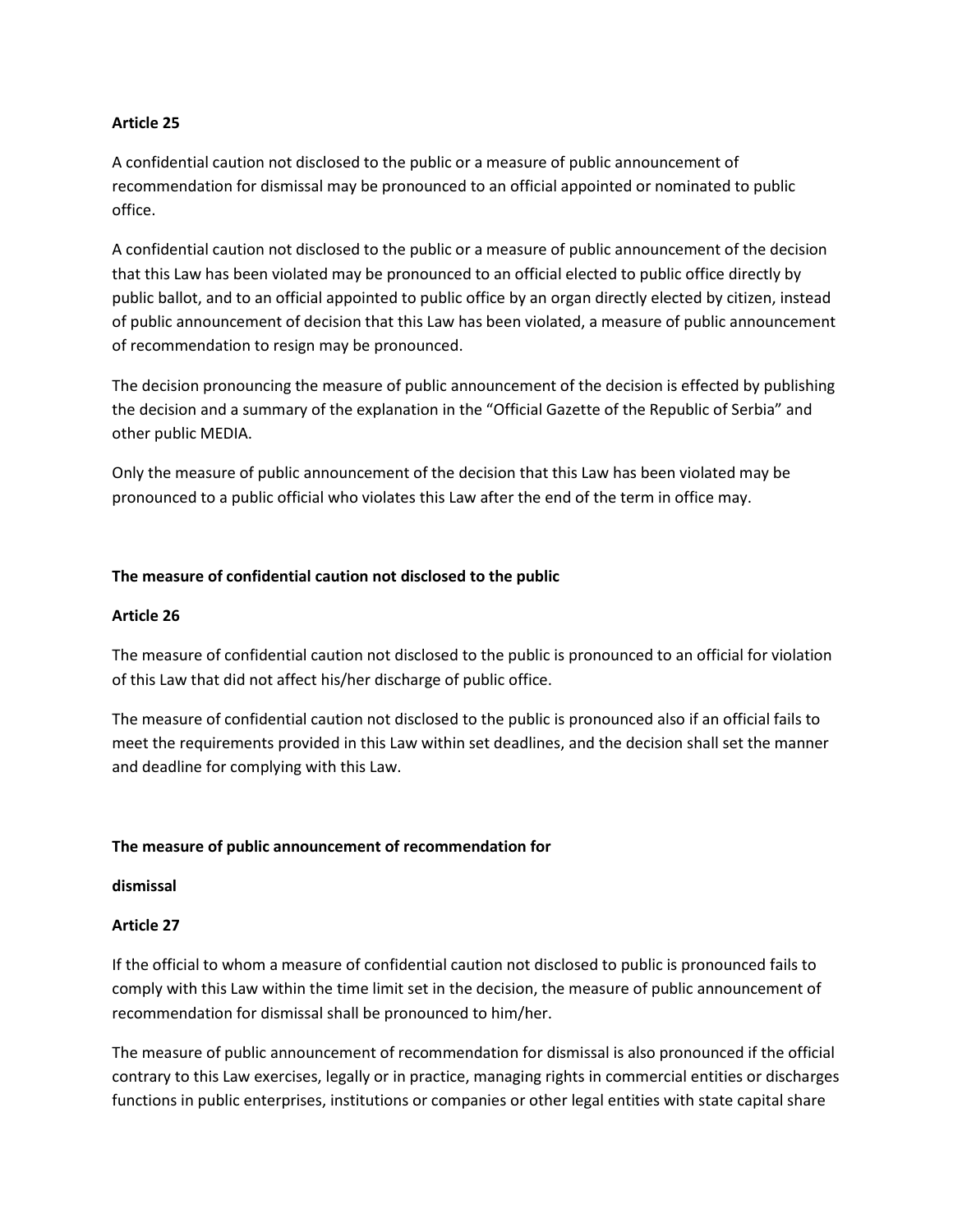**Article 25**

A confidential caution not disclosed to the public or a measure of public announcement of recommendation for dismissal may be pronounced to an official appointed or nominated to public office.

A confidential caution not disclosed to the public or a measure of public announcement of the decision that this Law has been violated may be pronounced to an official elected to public office directly by public ballot, and to an official appointed to public office by an organ directly elected by citizen, instead of public announcement of decision that this Law has been violated, a measure of public announcement of recommendation to resign may be pronounced.

The decision pronouncing the measure of public announcement of the decision is effected by publishing the decision and a summary of the explanation in the "Official Gazette of the Republic of Serbia" and other public MEDIA.

Only the measure of public announcement of the decision that this Law has been violated may be pronounced to a public official who violates this Law after the end of the term in office may.

**The measure of confidential caution not disclosed to the public**

**Article 26**

The measure of confidential caution not disclosed to the public is pronounced to an official for violation of this Law that did not affect his/her discharge of public office.

The measure of confidential caution not disclosed to the public is pronounced also if an official fails to meet the requirements provided in this Law within set deadlines, and the decision shall set the manner and deadline for complying with this Law.

**The measure of public announcement of recommendation for**

**dismissal**

**Article 27**

If the official to whom a measure of confidential caution not disclosed to public is pronounced fails to comply with this Law within the time limit set in the decision, the measure of public announcement of recommendation for dismissal shall be pronounced to him/her.

The measure of public announcement of recommendation for dismissal is also pronounced if the official contrary to this Law exercises, legally or in practice, managing rights in commercial entities or discharges functions in public enterprises, institutions or companies or other legal entities with state capital share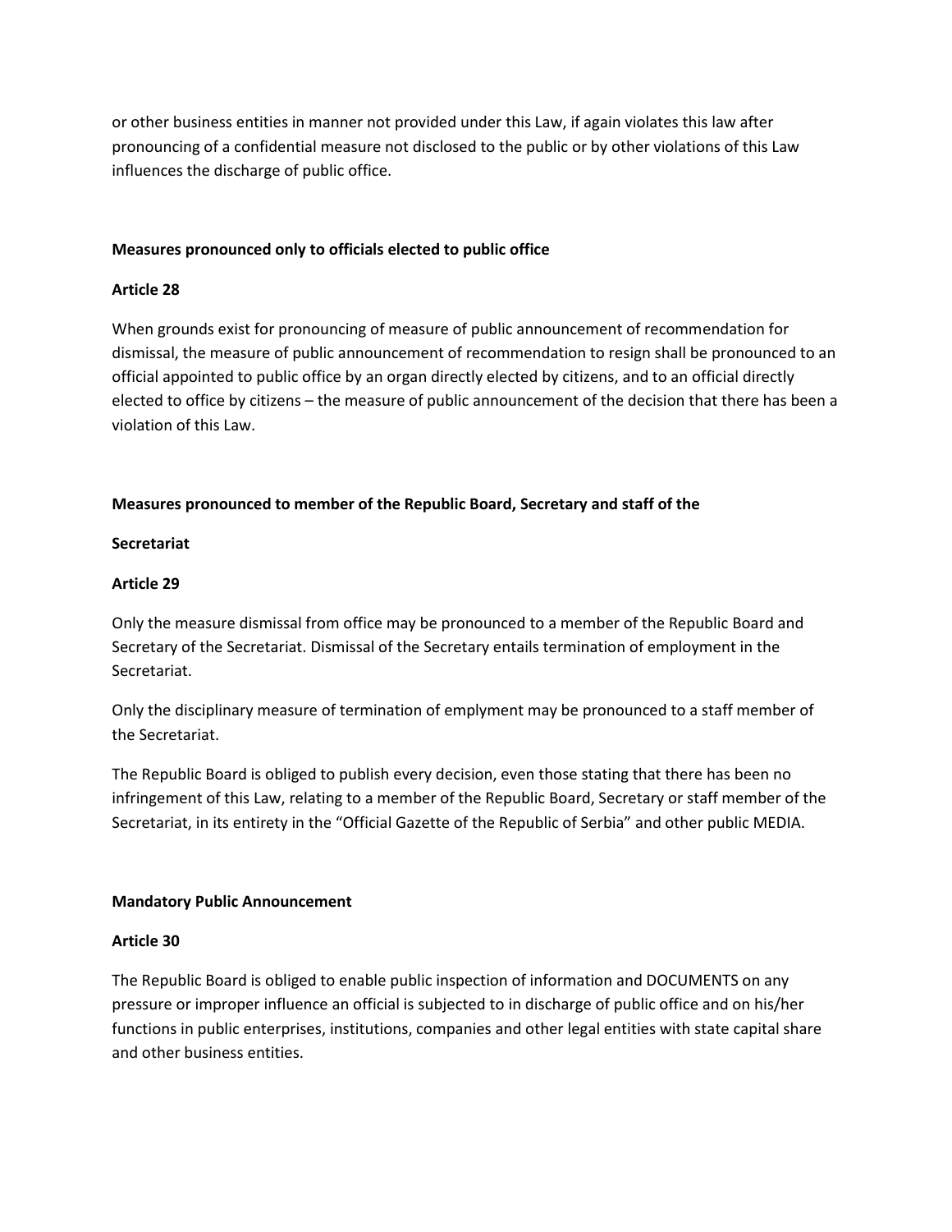or other business entities in manner not provided under this Law, if again violates this law after pronouncing of a confidential measure not disclosed to the public or by other violations of this Law influences the discharge of public office.

### Measures pronounced only to officials elected to public office

### Article 28

When grounds exist for pronouncing of measure of public announcement of recommendation for dismissal, the measure of public announcement of recommendation to resign shall be pronounced to an official appointed to public office by an organ directly elected by citizens, and to an official directly elected to office by citizens – the measure of public announcement of the decision that there has been a violation of this Law.

### Measures pronounced to member of the Republic Board, Secretary and staff of the Secretariat

### Article 29

Only the measure dismissal from office may be pronounced to a member of the Republic Board and Secretary of the Secretariat. Dismissal of the Secretary entails termination of employment in the Secretariat.

Only the disciplinary measure of termination of emplyment may be pronounced to a staff member of the Secretariat.

The Republic Board is obliged to publish every decision, even those stating that there has been no infringement of this Law, relating to a member of the Republic Board, Secretary or staff member of the Secretariat, in its entirety in the "Official Gazette of the Republic of Serbia" and other public MEDIA.

### Mandatory Public Announcement

### Article 30

The Republic Board is obliged to enable public inspection of information and DOCUMENTS on any pressure or improper influence an official is subjected to in discharge of public office and on his/her functions in public enterprises, institutions, companies and other legal entities with state capital share and other business entities.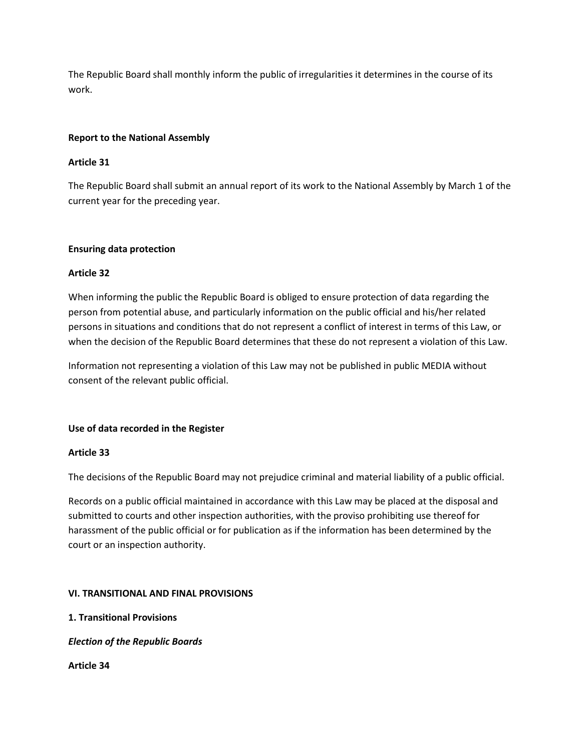The Republic Board shall monthly inform the public of irregularities it determines in the course of its work.

**Report to the National Assembly**

**Article 31**

The Republic Board shall submit an annual report of its work to the National Assembly by March 1 of the current year for the preceding year.

**Ensuring data protection**

**Article 32**

When informing the public the Republic Board is obliged to ensure protection of data regarding the person from potential abuse, and particularly information on the public official and his/her related persons in situations and conditions that do not represent a conflict of interest in terms of this Law, or when the decision of the Republic Board determines that these do not represent a violation of this Law.

Information not representing a violation of this Law may not be published in public MEDIA without consent of the relevant public official.

**Use of data recorded in the Register**

**Article 33**

The decisions of the Republic Board may not prejudice criminal and material liability of a public official.

Records on a public official maintained in accordance with this Law may be placed at the disposal and submitted to courts and other inspection authorities, with the proviso prohibiting use thereof for harassment of the public official or for publication as if the information has been determined by the court or an inspection authority.

**VI. TRANSITIONAL AND FINAL PROVISIONS**

**1. Transitional Provisions**

***Election of the Republic Boards***

**Article 34**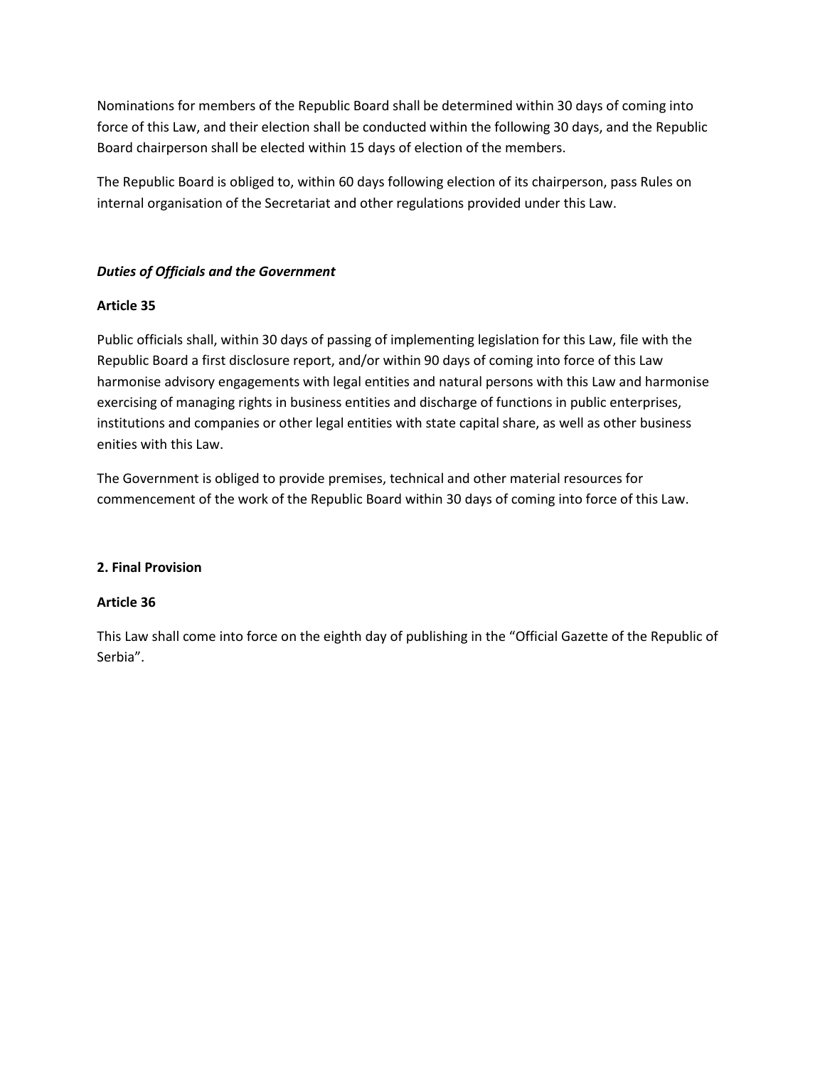Nominations for members of the Republic Board shall be determined within 30 days of coming into force of this Law, and their election shall be conducted within the following 30 days, and the Republic Board chairperson shall be elected within 15 days of election of the members.

The Republic Board is obliged to, within 60 days following election of its chairperson, pass Rules on internal organisation of the Secretariat and other regulations provided under this Law.

### ***Duties of Officials and the Government***

**Article 35**

Public officials shall, within 30 days of passing of implementing legislation for this Law, file with the Republic Board a first disclosure report, and/or within 90 days of coming into force of this Law harmonise advisory engagements with legal entities and natural persons with this Law and harmonise exercising of managing rights in business entities and discharge of functions in public enterprises, institutions and companies or other legal entities with state capital share, as well as other business enities with this Law.

The Government is obliged to provide premises, technical and other material resources for commencement of the work of the Republic Board within 30 days of coming into force of this Law.

### 2. Final Provision

**Article 36**

This Law shall come into force on the eighth day of publishing in the “Official Gazette of the Republic of Serbia”.